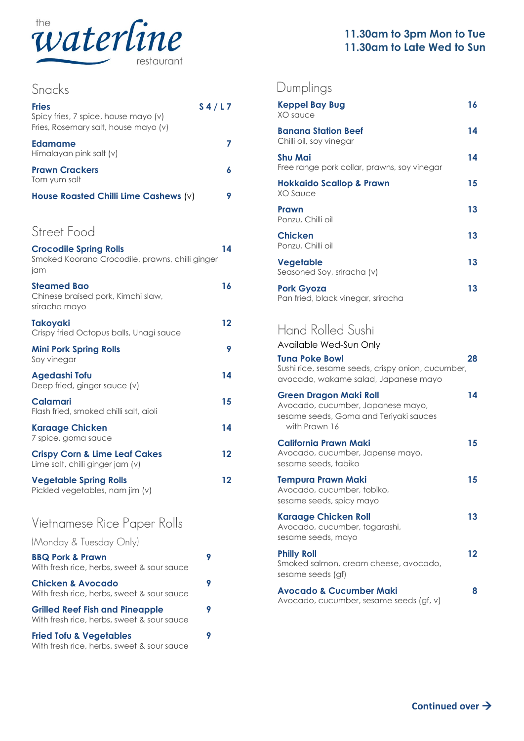# the waterline restaurant

**11.30am to 3pm Mon to Tue**
**11.30am to Late Wed to Sun**

## Snacks

**Fries** — S 4 / L 7
Spicy fries, 7 spice, house mayo (v)
Fries, Rosemary salt, house mayo (v)

**Edamame** — 7
Himalayan pink salt (v)

**Prawn Crackers** — 6
Tom yum salt

**House Roasted Chilli Lime Cashews** (v) — 9

## Street Food

**Crocodile Spring Rolls** — 14
Smoked Koorana Crocodile, prawns, chilli ginger jam

**Steamed Bao** — 16
Chinese braised pork, Kimchi slaw, sriracha mayo

**Takoyaki** — 12
Crispy fried Octopus balls, Unagi sauce

**Mini Pork Spring Rolls** — 9
Soy vinegar

**Agedashi Tofu** — 14
Deep fried, ginger sauce (v)

**Calamari** — 15
Flash fried, smoked chilli salt, aioli

**Karaage Chicken** — 14
7 spice, goma sauce

**Crispy Corn & Lime Leaf Cakes** — 12
Lime salt, chilli ginger jam (v)

**Vegetable Spring Rolls** — 12
Pickled vegetables, nam jim (v)

## Vietnamese Rice Paper Rolls

(Monday & Tuesday Only)

**BBQ Pork & Prawn** — 9
With fresh rice, herbs, sweet & sour sauce

**Chicken & Avocado** — 9
With fresh rice, herbs, sweet & sour sauce

**Grilled Reef Fish and Pineapple** — 9
With fresh rice, herbs, sweet & sour sauce

**Fried Tofu & Vegetables** — 9
With fresh rice, herbs, sweet & sour sauce

## Dumplings

**Keppel Bay Bug** — 16
XO sauce

**Banana Station Beef** — 14
Chilli oil, soy vinegar

**Shu Mai** — 14
Free range pork collar, prawns, soy vinegar

**Hokkaido Scallop & Prawn** — 15
XO Sauce

**Prawn** — 13
Ponzu, Chilli oil

**Chicken** — 13
Ponzu, Chilli oil

**Vegetable** — 13
Seasoned Soy, sriracha (v)

**Pork Gyoza** — 13
Pan fried, black vinegar, sriracha

## Hand Rolled Sushi

Available Wed-Sun Only

**Tuna Poke Bowl** — 28
Sushi rice, sesame seeds, crispy onion, cucumber, avocado, wakame salad, Japanese mayo

**Green Dragon Maki Roll** — 14
Avocado, cucumber, Japanese mayo, sesame seeds, Goma and Teriyaki sauces
with Prawn 16

**California Prawn Maki** — 15
Avocado, cucumber, Japense mayo, sesame seeds, tabiko

**Tempura Prawn Maki** — 15
Avocado, cucumber, tobiko, sesame seeds, spicy mayo

**Karaage Chicken Roll** — 13
Avocado, cucumber, togarashi, sesame seeds, mayo

**Philly Roll** — 12
Smoked salmon, cream cheese, avocado, sesame seeds (gf)

**Avocado & Cucumber Maki** — 8
Avocado, cucumber, sesame seeds (gf, v)

**Continued over →**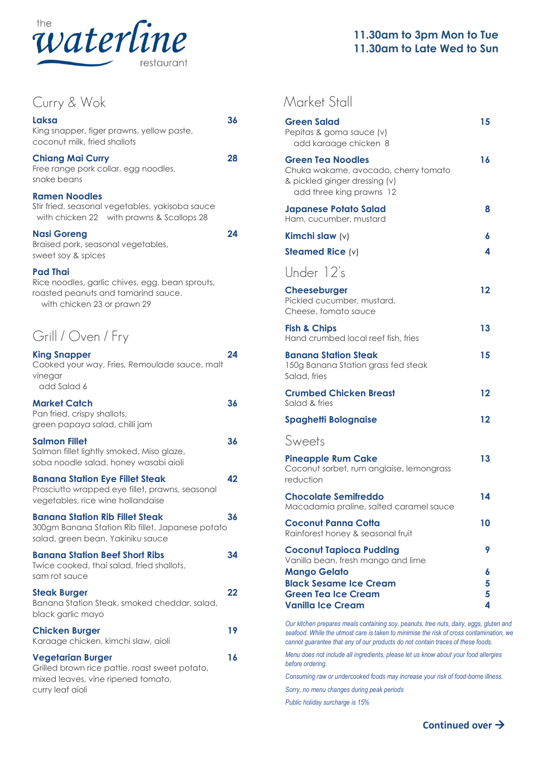# the waterline restaurant

**11.30am to 3pm Mon to Tue**
**11.30am to Late Wed to Sun**

## Curry & Wok

**Laksa** — 36
King snapper, tiger prawns, yellow paste, coconut milk, fried shallots

**Chiang Mai Curry** — 28
Free range pork collar, egg noodles, snake beans

**Ramen Noodles**
Stir fried, seasonal vegetables, yakisoba sauce
with chicken 22  with prawns & Scallops 28

**Nasi Goreng** — 24
Braised pork, seasonal vegetables, sweet soy & spices

**Pad Thai**
Rice noodles, garlic chives, egg, bean sprouts, roasted peanuts and tamarind sauce.
with chicken 23 or prawn 29

## Grill / Oven / Fry

**King Snapper** — 24
Cooked your way, Fries, Remoulade sauce, malt vinegar
add Salad 6

**Market Catch** — 36
Pan fried, crispy shallots, green papaya salad, chilli jam

**Salmon Fillet** — 36
Salmon fillet lightly smoked, Miso glaze, soba noodle salad, honey wasabi aioli

**Banana Station Eye Fillet Steak** — 42
Prosciutto wrapped eye fillet, prawns, seasonal vegetables, rice wine hollandaise

**Banana Station Rib Fillet Steak** — 36
300gm Banana Station Rib fillet, Japanese potato salad, green bean, Yakiniku sauce

**Banana Station Beef Short Ribs** — 34
Twice cooked, thai salad, fried shallots, sam rot sauce

**Steak Burger** — 22
Banana Station Steak, smoked cheddar, salad, black garlic mayo

**Chicken Burger** — 19
Karaage chicken, kimchi slaw, aioli

**Vegetarian Burger** — 16
Grilled brown rice pattie, roast sweet potato, mixed leaves, vine ripened tomato, curry leaf aioli

## Market Stall

**Green Salad** — 15
Pepitas & goma sauce (v)
add karaage chicken 8

**Green Tea Noodles** — 16
Chuka wakame, avocado, cherry tomato & pickled ginger dressing (v)
add three king prawns 12

**Japanese Potato Salad** — 8
Ham, cucumber, mustard

**Kimchi slaw** (v) — 6

**Steamed Rice** (v) — 4

## Under 12's

**Cheeseburger** — 12
Pickled cucumber, mustard, Cheese, tomato sauce

**Fish & Chips** — 13
Hand crumbed local reef fish, fries

**Banana Station Steak** — 15
150g Banana Station grass fed steak Salad, fries

**Crumbed Chicken Breast** — 12
Salad & fries

**Spaghetti Bolognaise** — 12

## Sweets

**Pineapple Rum Cake** — 13
Coconut sorbet, rum anglaise, lemongrass reduction

**Chocolate Semifreddo** — 14
Macadamia praline, salted caramel sauce

**Coconut Panna Cotta** — 10
Rainforest honey & seasonal fruit

**Coconut Tapioca Pudding** — 9
Vanilla bean, fresh mango and lime

**Mango Gelato** — 6

**Black Sesame Ice Cream** — 5

**Green Tea Ice Cream** — 5

**Vanilla Ice Cream** — 4

*Our kitchen prepares meals containing soy, peanuts, tree nuts, dairy, eggs, gluten and seafood. While the utmost care is taken to minimise the risk of cross contamination, we cannot guarantee that any of our products do not contain traces of these foods.*

*Menu does not include all ingredients, please let us know about your food allergies before ordering.*

*Consuming raw or undercooked foods may increase your risk of food-borne illness.*

*Sorry, no menu changes during peak periods*

*Public holiday surcharge is 15%*

**Continued over →**